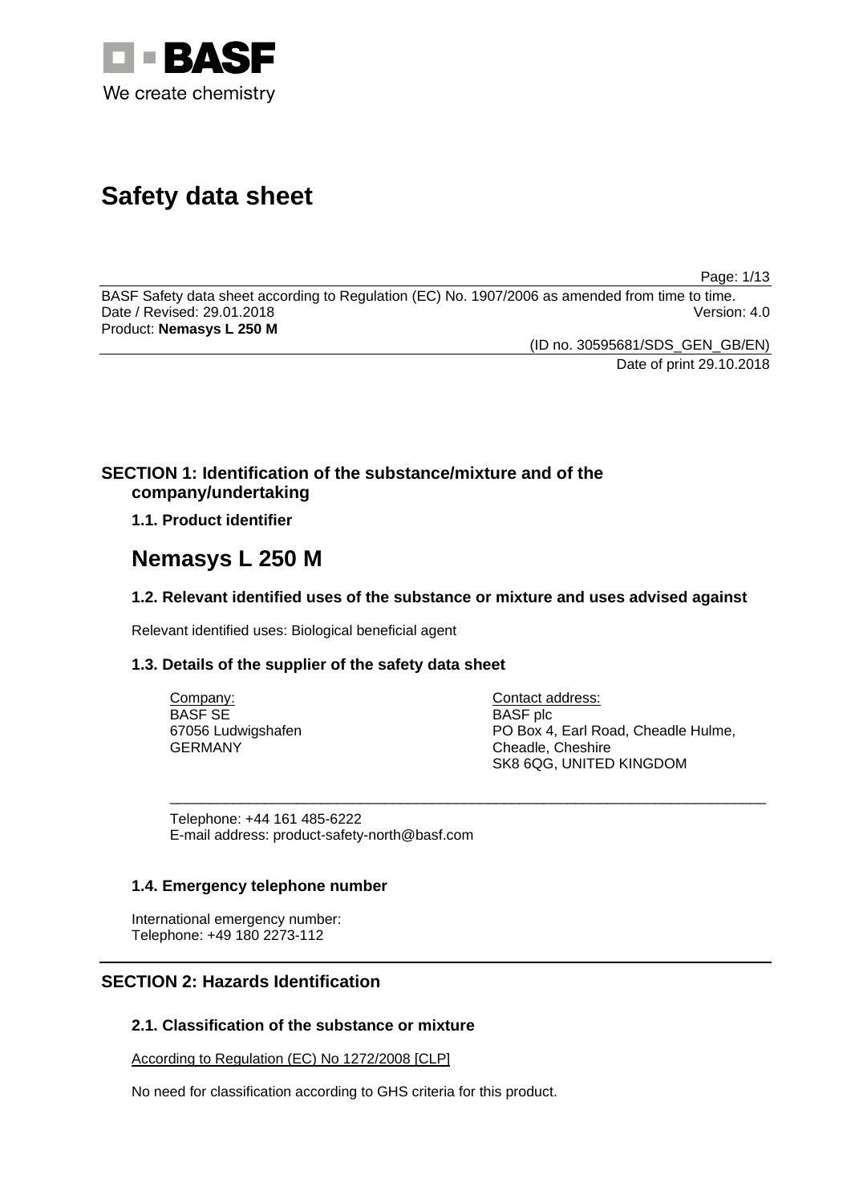# Safety data sheet

BASF Safety data sheet according to Regulation (EC) No. 1907/2006 as amended from time to time.
Date / Revised: 29.01.2018 Version: 4.0
Product: **Nemasys L 250 M**

(ID no. 30595681/SDS_GEN_GB/EN)
Date of print 29.10.2018

## SECTION 1: Identification of the substance/mixture and of the company/undertaking

### 1.1. Product identifier

# Nemasys L 250 M

### 1.2. Relevant identified uses of the substance or mixture and uses advised against

Relevant identified uses: Biological beneficial agent

### 1.3. Details of the supplier of the safety data sheet

Company:
BASF SE
67056 Ludwigshafen
GERMANY

Contact address:
BASF plc
PO Box 4, Earl Road, Cheadle Hulme,
Cheadle, Cheshire
SK8 6QG, UNITED KINGDOM

Telephone: +44 161 485-6222
E-mail address: product-safety-north@basf.com

### 1.4. Emergency telephone number

International emergency number:
Telephone: +49 180 2273-112

## SECTION 2: Hazards Identification

### 2.1. Classification of the substance or mixture

According to Regulation (EC) No 1272/2008 [CLP]

No need for classification according to GHS criteria for this product.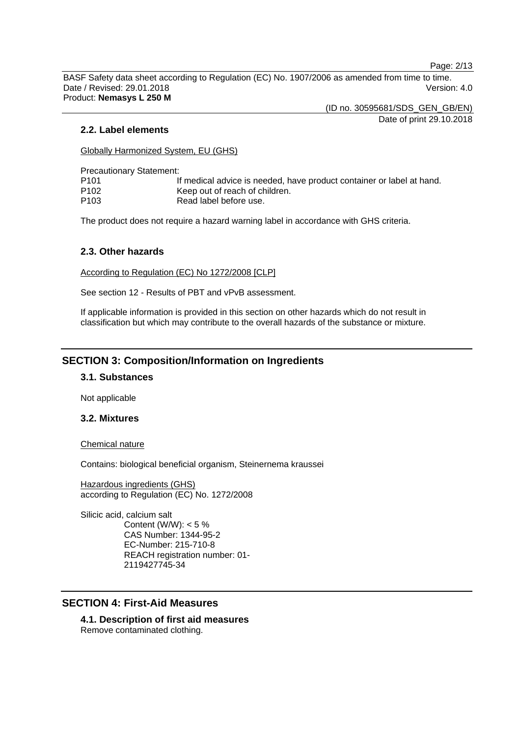### 2.2. Label elements

Globally Harmonized System, EU (GHS)

Precautionary Statement:

| | |
|---|---|
| P101 | If medical advice is needed, have product container or label at hand. |
| P102 | Keep out of reach of children. |
| P103 | Read label before use. |

The product does not require a hazard warning label in accordance with GHS criteria.

### 2.3. Other hazards

According to Regulation (EC) No 1272/2008 [CLP]

See section 12 - Results of PBT and vPvB assessment.

If applicable information is provided in this section on other hazards which do not result in classification but which may contribute to the overall hazards of the substance or mixture.

## SECTION 3: Composition/Information on Ingredients

### 3.1. Substances

Not applicable

### 3.2. Mixtures

Chemical nature

Contains: biological beneficial organism, Steinernema kraussei

Hazardous ingredients (GHS)
according to Regulation (EC) No. 1272/2008

Silicic acid, calcium salt
Content (W/W): < 5 %
CAS Number: 1344-95-2
EC-Number: 215-710-8
REACH registration number: 01-2119427745-34

## SECTION 4: First-Aid Measures

### 4.1. Description of first aid measures

Remove contaminated clothing.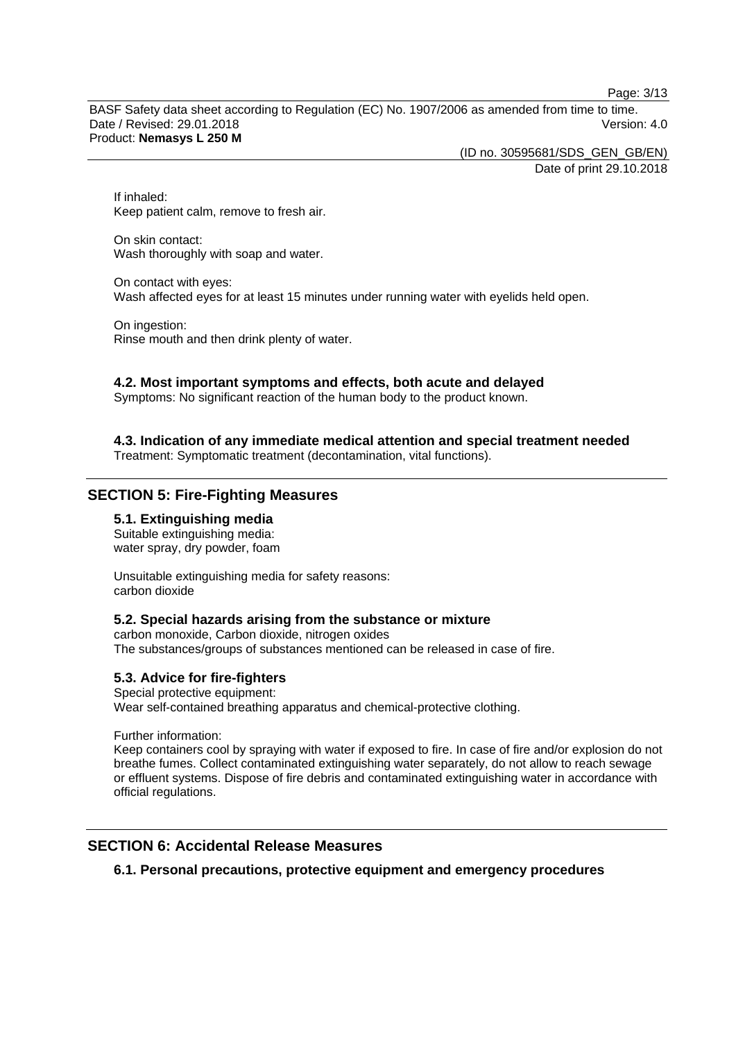If inhaled:
Keep patient calm, remove to fresh air.

On skin contact:
Wash thoroughly with soap and water.

On contact with eyes:
Wash affected eyes for at least 15 minutes under running water with eyelids held open.

On ingestion:
Rinse mouth and then drink plenty of water.

### 4.2. Most important symptoms and effects, both acute and delayed

Symptoms: No significant reaction of the human body to the product known.

### 4.3. Indication of any immediate medical attention and special treatment needed

Treatment: Symptomatic treatment (decontamination, vital functions).

## SECTION 5: Fire-Fighting Measures

### 5.1. Extinguishing media

Suitable extinguishing media:
water spray, dry powder, foam

Unsuitable extinguishing media for safety reasons:
carbon dioxide

### 5.2. Special hazards arising from the substance or mixture

carbon monoxide, Carbon dioxide, nitrogen oxides
The substances/groups of substances mentioned can be released in case of fire.

### 5.3. Advice for fire-fighters

Special protective equipment:
Wear self-contained breathing apparatus and chemical-protective clothing.

Further information:
Keep containers cool by spraying with water if exposed to fire. In case of fire and/or explosion do not breathe fumes. Collect contaminated extinguishing water separately, do not allow to reach sewage or effluent systems. Dispose of fire debris and contaminated extinguishing water in accordance with official regulations.

## SECTION 6: Accidental Release Measures

### 6.1. Personal precautions, protective equipment and emergency procedures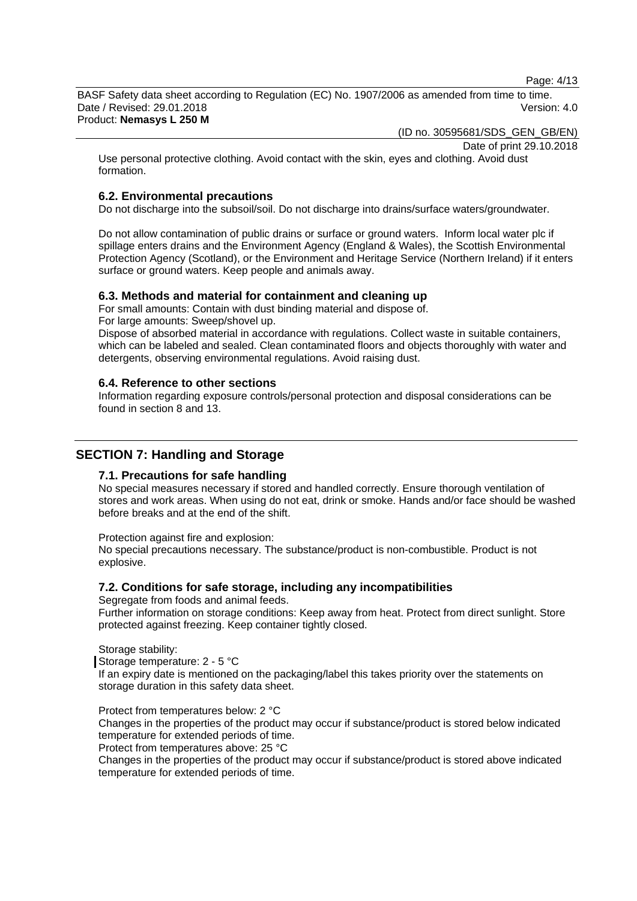Use personal protective clothing. Avoid contact with the skin, eyes and clothing. Avoid dust formation.

### 6.2. Environmental precautions

Do not discharge into the subsoil/soil. Do not discharge into drains/surface waters/groundwater.

Do not allow contamination of public drains or surface or ground waters. Inform local water plc if spillage enters drains and the Environment Agency (England & Wales), the Scottish Environmental Protection Agency (Scotland), or the Environment and Heritage Service (Northern Ireland) if it enters surface or ground waters. Keep people and animals away.

### 6.3. Methods and material for containment and cleaning up

For small amounts: Contain with dust binding material and dispose of.
For large amounts: Sweep/shovel up.
Dispose of absorbed material in accordance with regulations. Collect waste in suitable containers, which can be labeled and sealed. Clean contaminated floors and objects thoroughly with water and detergents, observing environmental regulations. Avoid raising dust.

### 6.4. Reference to other sections

Information regarding exposure controls/personal protection and disposal considerations can be found in section 8 and 13.

## SECTION 7: Handling and Storage

### 7.1. Precautions for safe handling

No special measures necessary if stored and handled correctly. Ensure thorough ventilation of stores and work areas. When using do not eat, drink or smoke. Hands and/or face should be washed before breaks and at the end of the shift.

Protection against fire and explosion:
No special precautions necessary. The substance/product is non-combustible. Product is not explosive.

### 7.2. Conditions for safe storage, including any incompatibilities

Segregate from foods and animal feeds.
Further information on storage conditions: Keep away from heat. Protect from direct sunlight. Store protected against freezing. Keep container tightly closed.

Storage stability:
Storage temperature: 2 - 5 °C
If an expiry date is mentioned on the packaging/label this takes priority over the statements on storage duration in this safety data sheet.

Protect from temperatures below: 2 °C
Changes in the properties of the product may occur if substance/product is stored below indicated temperature for extended periods of time.
Protect from temperatures above: 25 °C
Changes in the properties of the product may occur if substance/product is stored above indicated temperature for extended periods of time.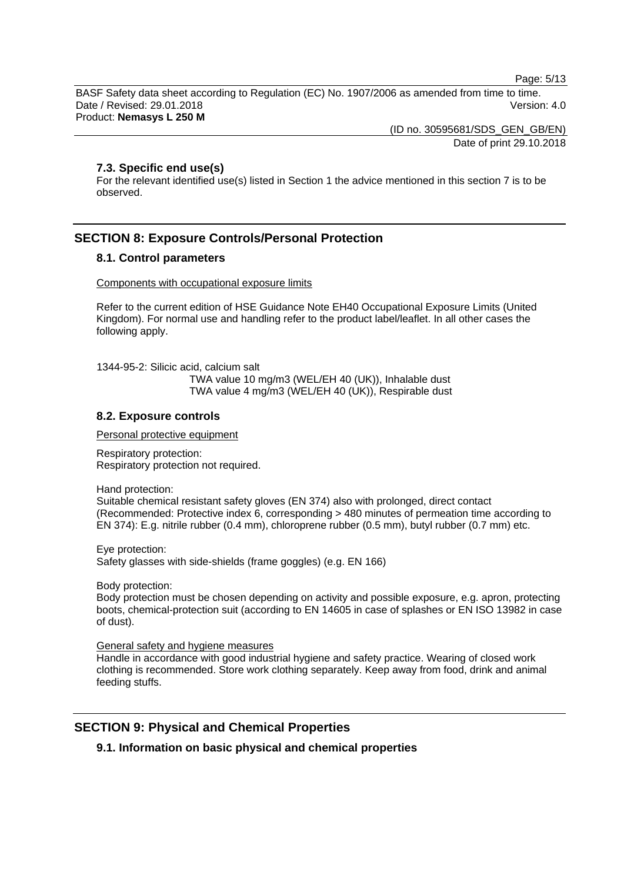### 7.3. Specific end use(s)

For the relevant identified use(s) listed in Section 1 the advice mentioned in this section 7 is to be observed.

## SECTION 8: Exposure Controls/Personal Protection

### 8.1. Control parameters

Components with occupational exposure limits

Refer to the current edition of HSE Guidance Note EH40 Occupational Exposure Limits (United Kingdom). For normal use and handling refer to the product label/leaflet. In all other cases the following apply.

1344-95-2: Silicic acid, calcium salt
TWA value 10 mg/m3 (WEL/EH 40 (UK)), Inhalable dust
TWA value 4 mg/m3 (WEL/EH 40 (UK)), Respirable dust

### 8.2. Exposure controls

Personal protective equipment

Respiratory protection:
Respiratory protection not required.

Hand protection:
Suitable chemical resistant safety gloves (EN 374) also with prolonged, direct contact (Recommended: Protective index 6, corresponding > 480 minutes of permeation time according to EN 374): E.g. nitrile rubber (0.4 mm), chloroprene rubber (0.5 mm), butyl rubber (0.7 mm) etc.

Eye protection:
Safety glasses with side-shields (frame goggles) (e.g. EN 166)

Body protection:
Body protection must be chosen depending on activity and possible exposure, e.g. apron, protecting boots, chemical-protection suit (according to EN 14605 in case of splashes or EN ISO 13982 in case of dust).

General safety and hygiene measures
Handle in accordance with good industrial hygiene and safety practice. Wearing of closed work clothing is recommended. Store work clothing separately. Keep away from food, drink and animal feeding stuffs.

## SECTION 9: Physical and Chemical Properties

### 9.1. Information on basic physical and chemical properties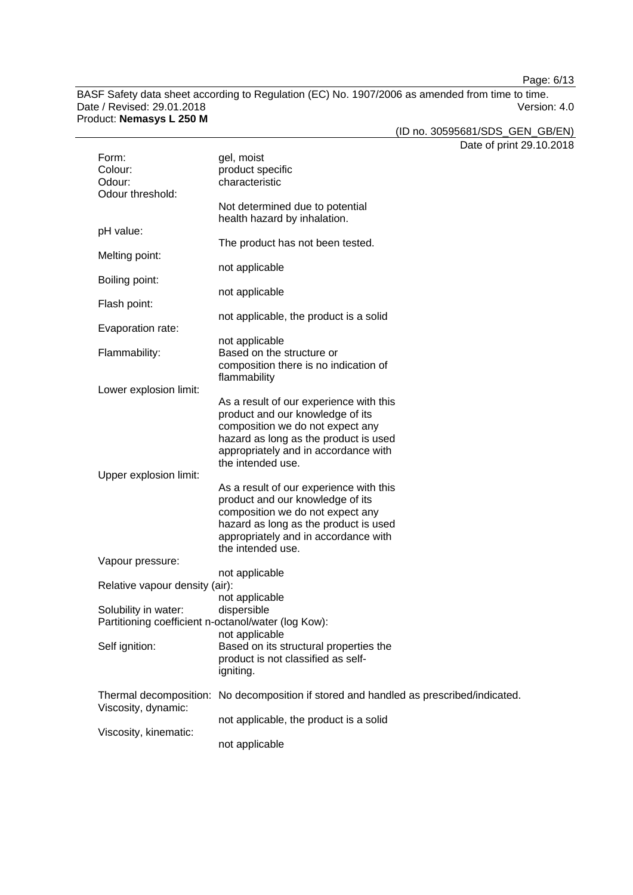| | |
|---|---|
| Form: | gel, moist |
| Colour: | product specific |
| Odour: | characteristic |
| Odour threshold: | Not determined due to potential health hazard by inhalation. |
| pH value: | The product has not been tested. |
| Melting point: | not applicable |
| Boiling point: | not applicable |
| Flash point: | not applicable, the product is a solid |
| Evaporation rate: | not applicable |
| Flammability: | Based on the structure or composition there is no indication of flammability |
| Lower explosion limit: | As a result of our experience with this product and our knowledge of its composition we do not expect any hazard as long as the product is used appropriately and in accordance with the intended use. |
| Upper explosion limit: | As a result of our experience with this product and our knowledge of its composition we do not expect any hazard as long as the product is used appropriately and in accordance with the intended use. |
| Vapour pressure: | not applicable |
| Relative vapour density (air): | not applicable |
| Solubility in water: | dispersible |
| Partitioning coefficient n-octanol/water (log Kow): | not applicable |
| Self ignition: | Based on its structural properties the product is not classified as self-igniting. |
| Thermal decomposition: | No decomposition if stored and handled as prescribed/indicated. |
| Viscosity, dynamic: | not applicable, the product is a solid |
| Viscosity, kinematic: | not applicable |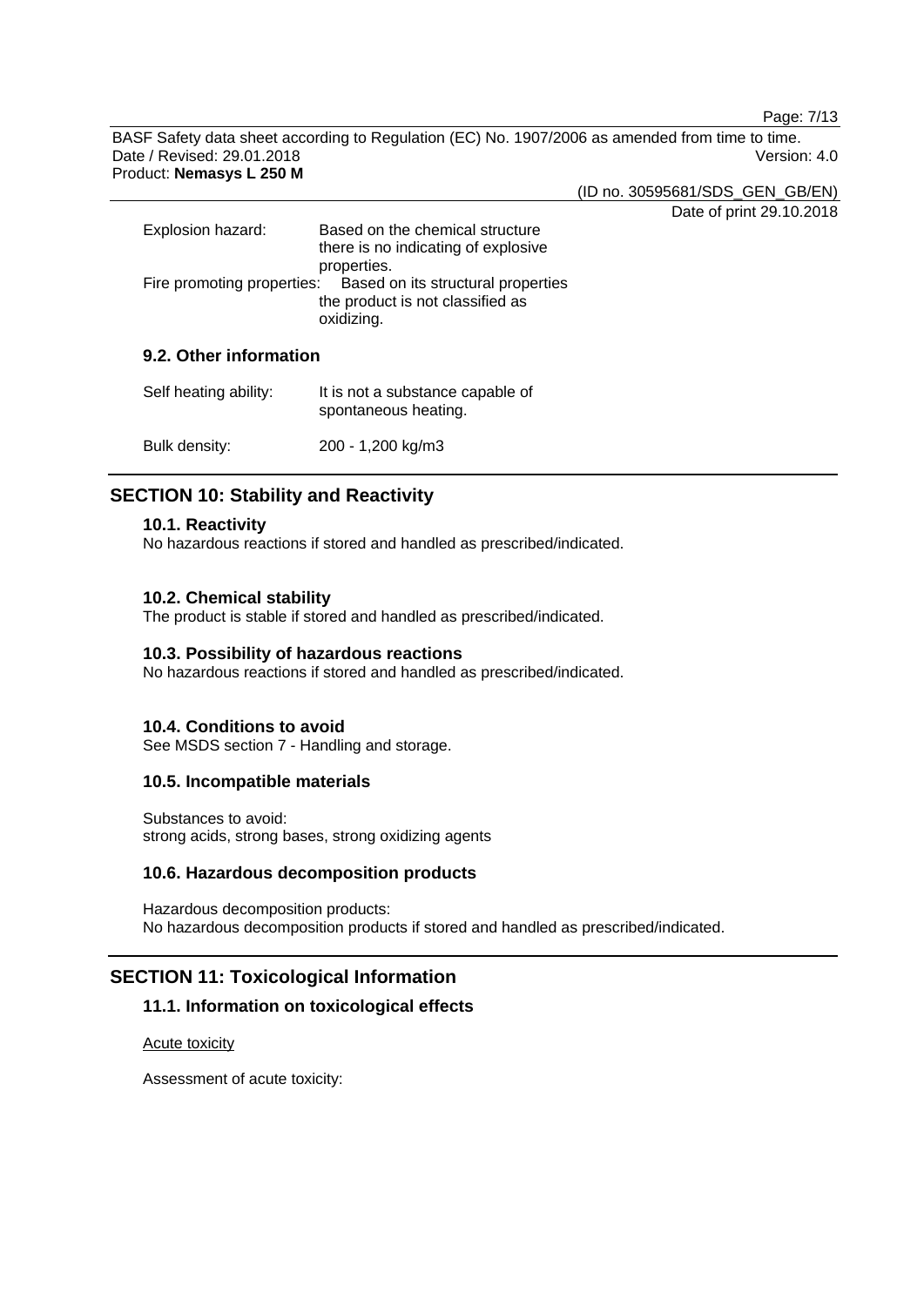| | |
|---|---|
| Explosion hazard: | Based on the chemical structure there is no indicating of explosive properties. |
| Fire promoting properties: | Based on its structural properties the product is not classified as oxidizing. |

### 9.2. Other information

| | |
|---|---|
| Self heating ability: | It is not a substance capable of spontaneous heating. |
| Bulk density: | 200 - 1,200 kg/m3 |

## SECTION 10: Stability and Reactivity

### 10.1. Reactivity

No hazardous reactions if stored and handled as prescribed/indicated.

### 10.2. Chemical stability

The product is stable if stored and handled as prescribed/indicated.

### 10.3. Possibility of hazardous reactions

No hazardous reactions if stored and handled as prescribed/indicated.

### 10.4. Conditions to avoid

See MSDS section 7 - Handling and storage.

### 10.5. Incompatible materials

Substances to avoid:
strong acids, strong bases, strong oxidizing agents

### 10.6. Hazardous decomposition products

Hazardous decomposition products:
No hazardous decomposition products if stored and handled as prescribed/indicated.

## SECTION 11: Toxicological Information

### 11.1. Information on toxicological effects

Acute toxicity

Assessment of acute toxicity: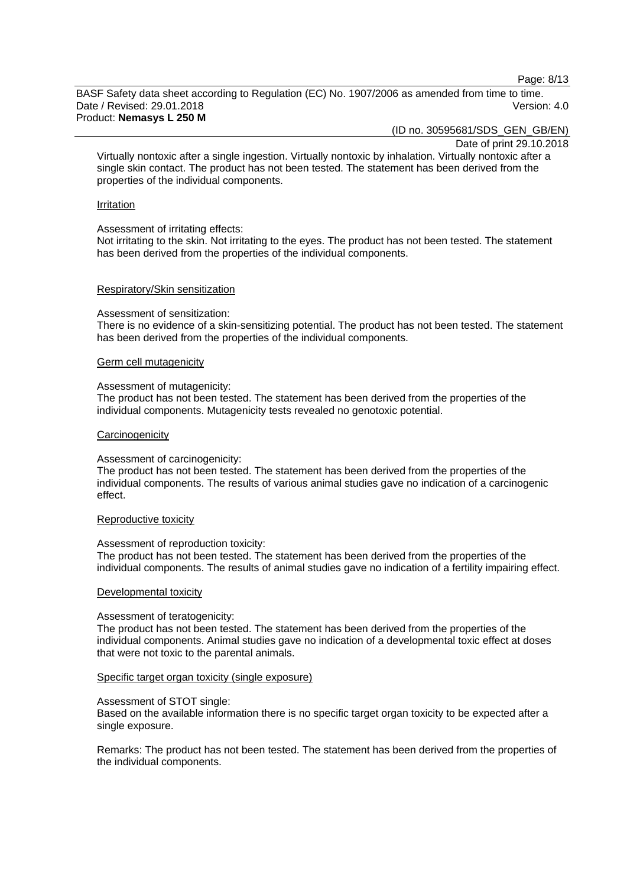Virtually nontoxic after a single ingestion. Virtually nontoxic by inhalation. Virtually nontoxic after a single skin contact. The product has not been tested. The statement has been derived from the properties of the individual components.

#### Irritation

Assessment of irritating effects:
Not irritating to the skin. Not irritating to the eyes. The product has not been tested. The statement has been derived from the properties of the individual components.

#### Respiratory/Skin sensitization

Assessment of sensitization:
There is no evidence of a skin-sensitizing potential. The product has not been tested. The statement has been derived from the properties of the individual components.

#### Germ cell mutagenicity

Assessment of mutagenicity:
The product has not been tested. The statement has been derived from the properties of the individual components. Mutagenicity tests revealed no genotoxic potential.

#### Carcinogenicity

Assessment of carcinogenicity:
The product has not been tested. The statement has been derived from the properties of the individual components. The results of various animal studies gave no indication of a carcinogenic effect.

#### Reproductive toxicity

Assessment of reproduction toxicity:
The product has not been tested. The statement has been derived from the properties of the individual components. The results of animal studies gave no indication of a fertility impairing effect.

#### Developmental toxicity

Assessment of teratogenicity:
The product has not been tested. The statement has been derived from the properties of the individual components. Animal studies gave no indication of a developmental toxic effect at doses that were not toxic to the parental animals.

#### Specific target organ toxicity (single exposure)

Assessment of STOT single:
Based on the available information there is no specific target organ toxicity to be expected after a single exposure.

Remarks: The product has not been tested. The statement has been derived from the properties of the individual components.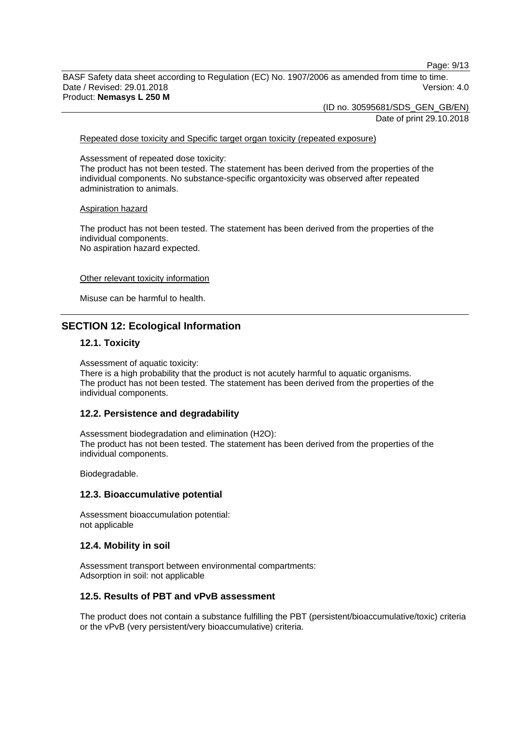Repeated dose toxicity and Specific target organ toxicity (repeated exposure)

Assessment of repeated dose toxicity:
The product has not been tested. The statement has been derived from the properties of the individual components. No substance-specific organtoxicity was observed after repeated administration to animals.

Aspiration hazard

The product has not been tested. The statement has been derived from the properties of the individual components.
No aspiration hazard expected.

Other relevant toxicity information

Misuse can be harmful to health.

## SECTION 12: Ecological Information

### 12.1. Toxicity

Assessment of aquatic toxicity:
There is a high probability that the product is not acutely harmful to aquatic organisms.
The product has not been tested. The statement has been derived from the properties of the individual components.

### 12.2. Persistence and degradability

Assessment biodegradation and elimination (H2O):
The product has not been tested. The statement has been derived from the properties of the individual components.

Biodegradable.

### 12.3. Bioaccumulative potential

Assessment bioaccumulation potential:
not applicable

### 12.4. Mobility in soil

Assessment transport between environmental compartments:
Adsorption in soil: not applicable

### 12.5. Results of PBT and vPvB assessment

The product does not contain a substance fulfilling the PBT (persistent/bioaccumulative/toxic) criteria or the vPvB (very persistent/very bioaccumulative) criteria.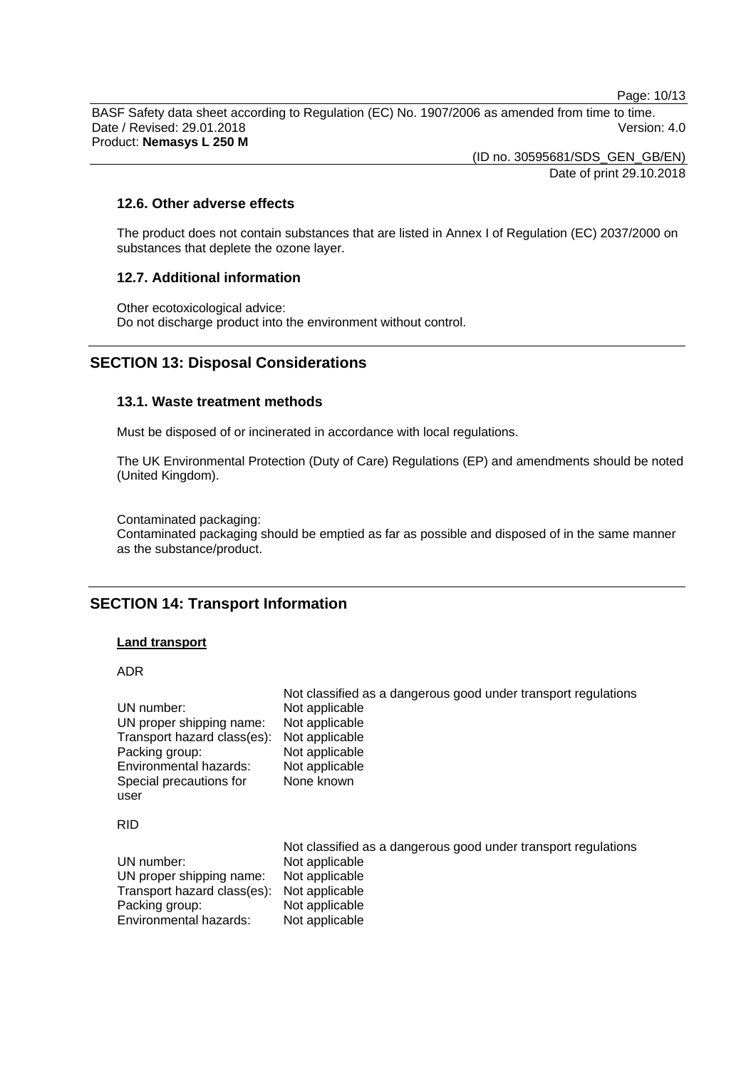### 12.6. Other adverse effects

The product does not contain substances that are listed in Annex I of Regulation (EC) 2037/2000 on substances that deplete the ozone layer.

### 12.7. Additional information

Other ecotoxicological advice:
Do not discharge product into the environment without control.

## SECTION 13: Disposal Considerations

### 13.1. Waste treatment methods

Must be disposed of or incinerated in accordance with local regulations.

The UK Environmental Protection (Duty of Care) Regulations (EP) and amendments should be noted (United Kingdom).

Contaminated packaging:
Contaminated packaging should be emptied as far as possible and disposed of in the same manner as the substance/product.

## SECTION 14: Transport Information

**Land transport**

ADR

| | Not classified as a dangerous good under transport regulations |
|---|---|
| UN number: | Not applicable |
| UN proper shipping name: | Not applicable |
| Transport hazard class(es): | Not applicable |
| Packing group: | Not applicable |
| Environmental hazards: | Not applicable |
| Special precautions for user | None known |

RID

| | Not classified as a dangerous good under transport regulations |
|---|---|
| UN number: | Not applicable |
| UN proper shipping name: | Not applicable |
| Transport hazard class(es): | Not applicable |
| Packing group: | Not applicable |
| Environmental hazards: | Not applicable |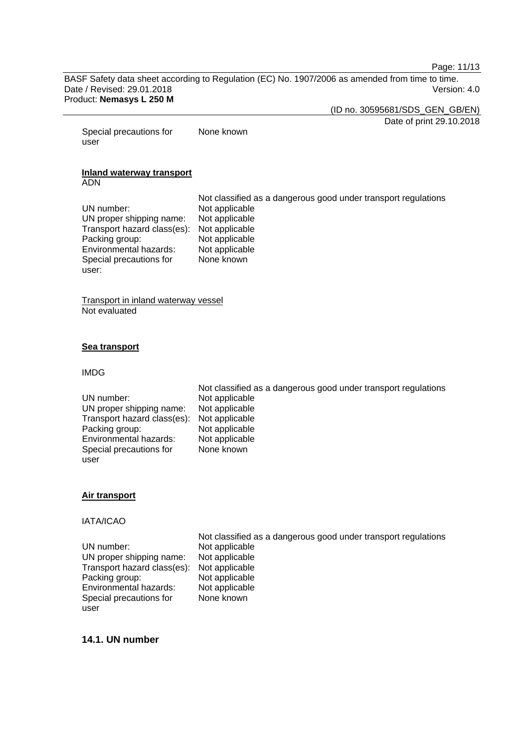Special precautions for user: None known

**Inland waterway transport**

ADN

Not classified as a dangerous good under transport regulations

| | |
|---|---|
| UN number: | Not applicable |
| UN proper shipping name: | Not applicable |
| Transport hazard class(es): | Not applicable |
| Packing group: | Not applicable |
| Environmental hazards: | Not applicable |
| Special precautions for user: | None known |

Transport in inland waterway vessel

Not evaluated

**Sea transport**

IMDG

Not classified as a dangerous good under transport regulations

| | |
|---|---|
| UN number: | Not applicable |
| UN proper shipping name: | Not applicable |
| Transport hazard class(es): | Not applicable |
| Packing group: | Not applicable |
| Environmental hazards: | Not applicable |
| Special precautions for user | None known |

**Air transport**

IATA/ICAO

Not classified as a dangerous good under transport regulations

| | |
|---|---|
| UN number: | Not applicable |
| UN proper shipping name: | Not applicable |
| Transport hazard class(es): | Not applicable |
| Packing group: | Not applicable |
| Environmental hazards: | Not applicable |
| Special precautions for user | None known |

## 14.1. UN number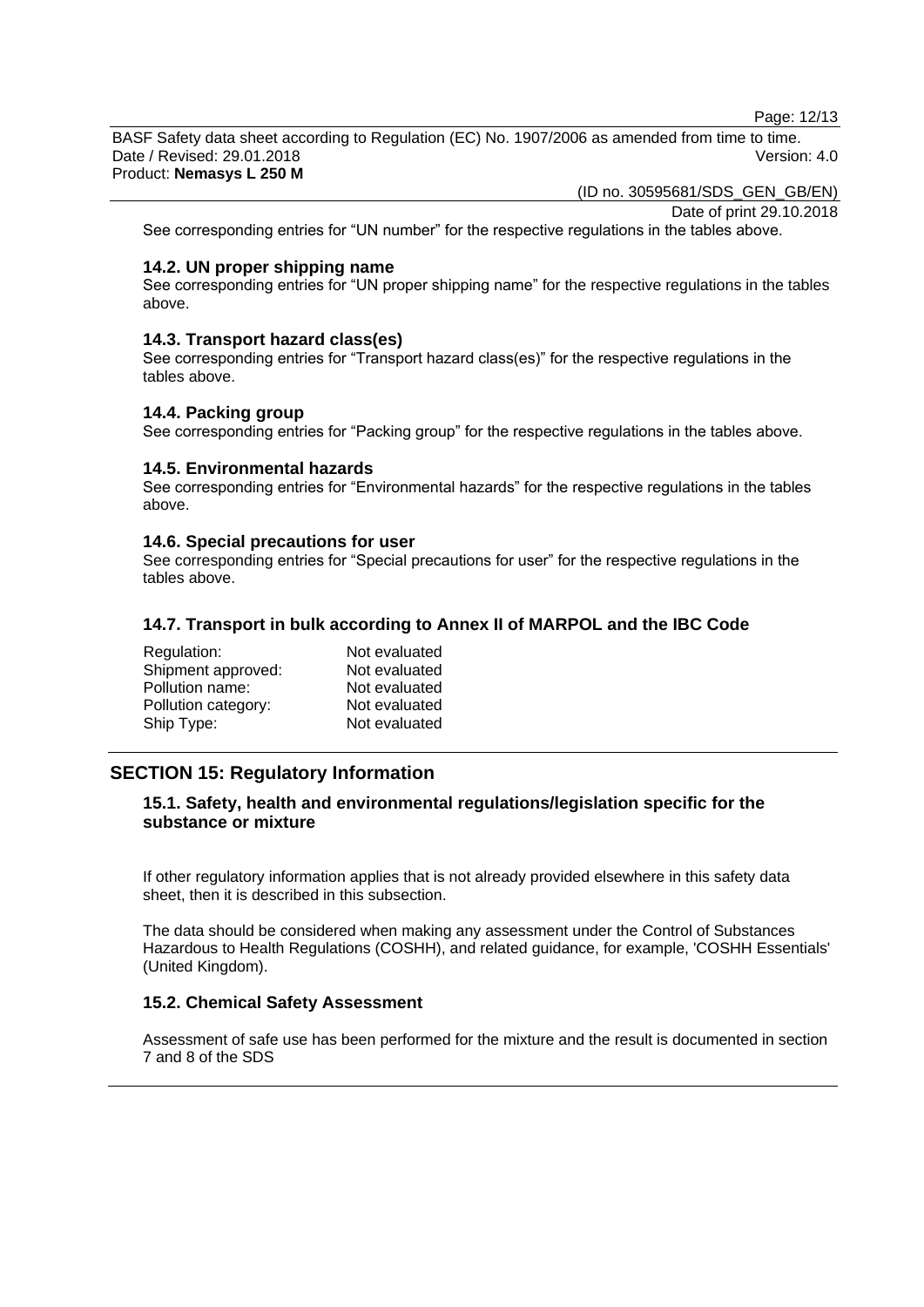See corresponding entries for "UN number" for the respective regulations in the tables above.

### 14.2. UN proper shipping name

See corresponding entries for "UN proper shipping name" for the respective regulations in the tables above.

### 14.3. Transport hazard class(es)

See corresponding entries for "Transport hazard class(es)" for the respective regulations in the tables above.

### 14.4. Packing group

See corresponding entries for "Packing group" for the respective regulations in the tables above.

### 14.5. Environmental hazards

See corresponding entries for "Environmental hazards" for the respective regulations in the tables above.

### 14.6. Special precautions for user

See corresponding entries for "Special precautions for user" for the respective regulations in the tables above.

### 14.7. Transport in bulk according to Annex II of MARPOL and the IBC Code

| | |
|---|---|
| Regulation: | Not evaluated |
| Shipment approved: | Not evaluated |
| Pollution name: | Not evaluated |
| Pollution category: | Not evaluated |
| Ship Type: | Not evaluated |

## SECTION 15: Regulatory Information

### 15.1. Safety, health and environmental regulations/legislation specific for the substance or mixture

If other regulatory information applies that is not already provided elsewhere in this safety data sheet, then it is described in this subsection.

The data should be considered when making any assessment under the Control of Substances Hazardous to Health Regulations (COSHH), and related guidance, for example, 'COSHH Essentials' (United Kingdom).

### 15.2. Chemical Safety Assessment

Assessment of safe use has been performed for the mixture and the result is documented in section 7 and 8 of the SDS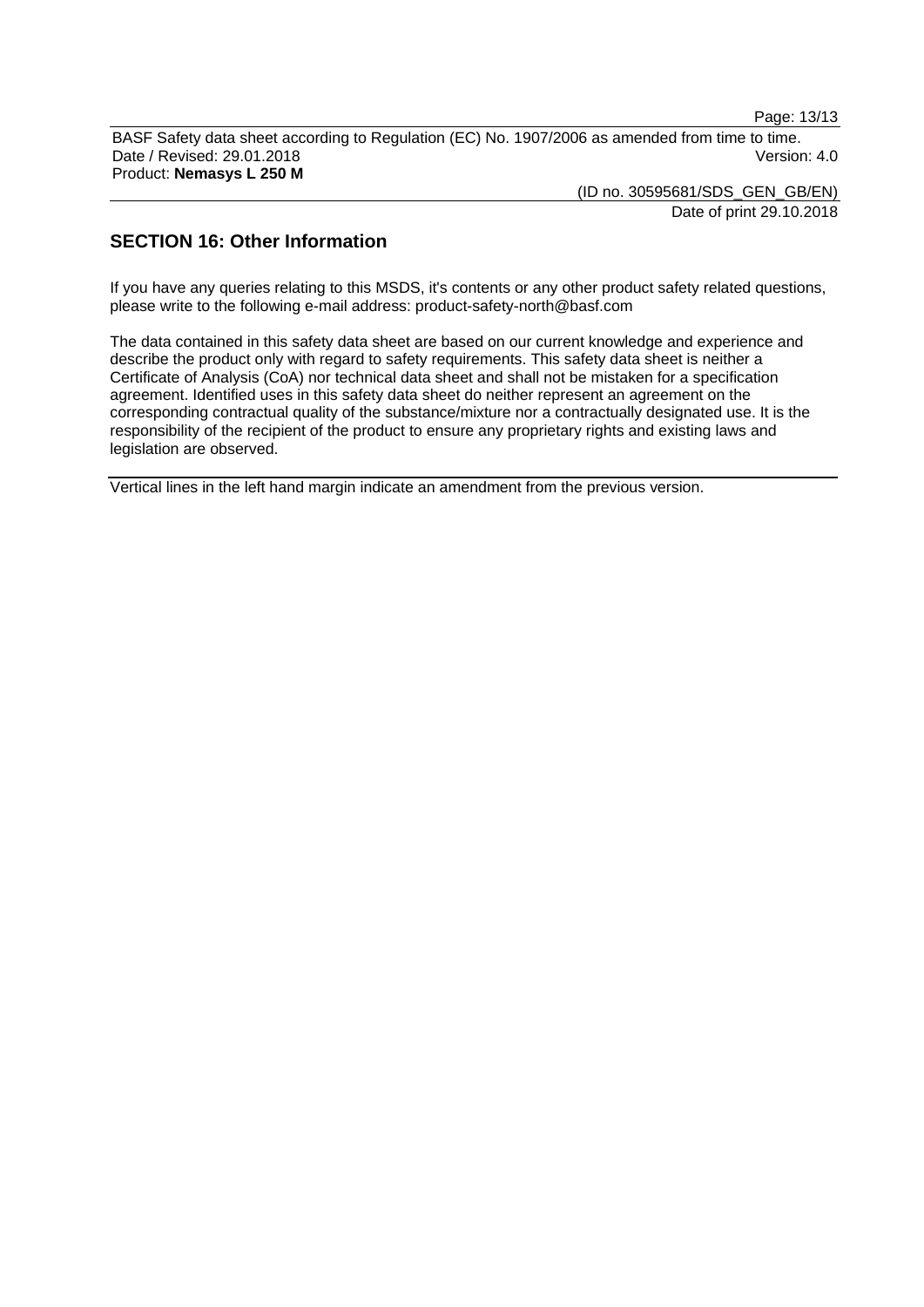## SECTION 16: Other Information

If you have any queries relating to this MSDS, it's contents or any other product safety related questions, please write to the following e-mail address: product-safety-north@basf.com

The data contained in this safety data sheet are based on our current knowledge and experience and describe the product only with regard to safety requirements. This safety data sheet is neither a Certificate of Analysis (CoA) nor technical data sheet and shall not be mistaken for a specification agreement. Identified uses in this safety data sheet do neither represent an agreement on the corresponding contractual quality of the substance/mixture nor a contractually designated use. It is the responsibility of the recipient of the product to ensure any proprietary rights and existing laws and legislation are observed.

---

Vertical lines in the left hand margin indicate an amendment from the previous version.